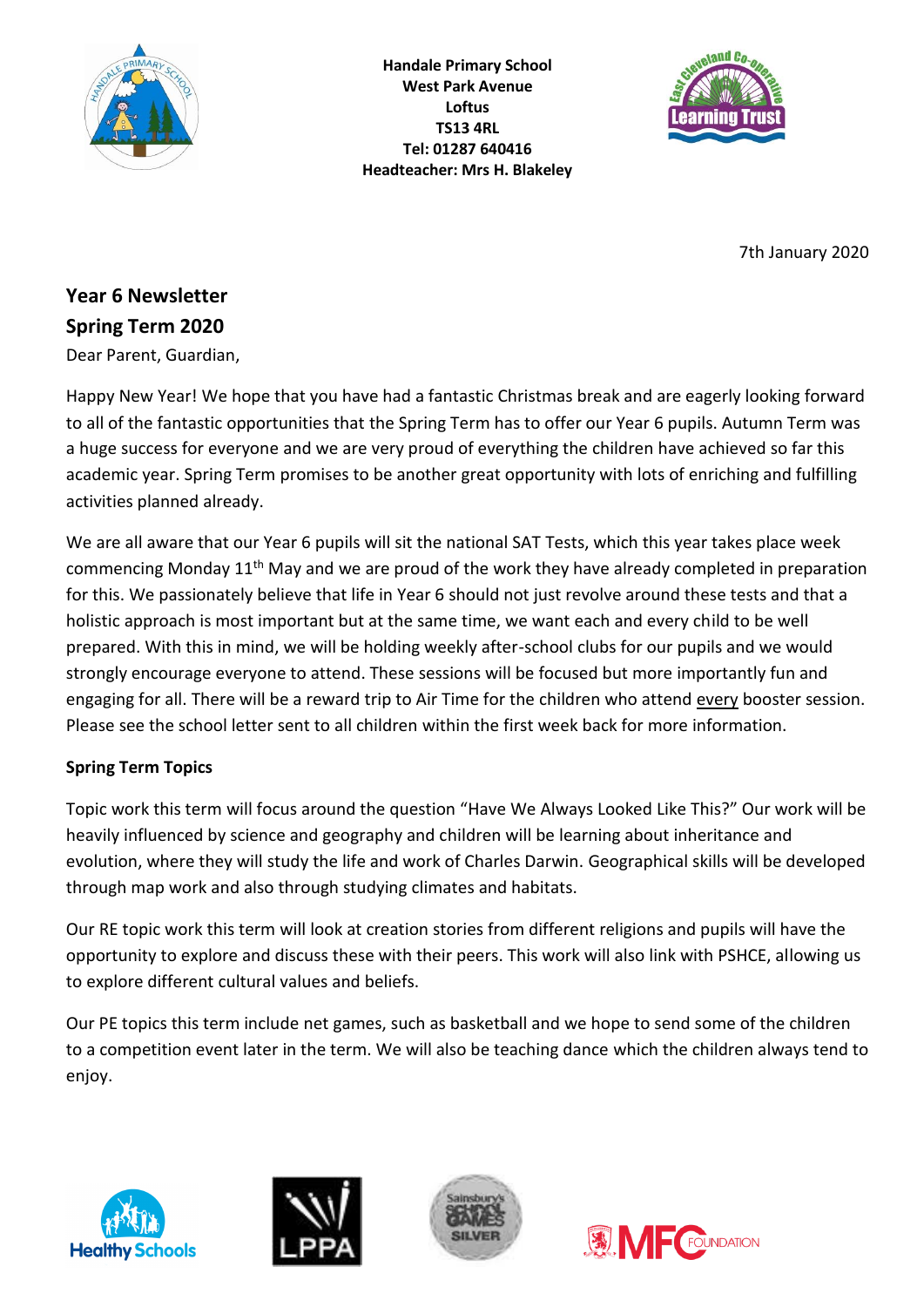**Handale Primary School**
**West Park Avenue**
**Loftus**
**TS13 4RL**
**Tel: 01287 640416**
**Headteacher: Mrs H. Blakeley**

7th January 2020

## Year 6 Newsletter
## Spring Term 2020

Dear Parent, Guardian,

Happy New Year! We hope that you have had a fantastic Christmas break and are eagerly looking forward to all of the fantastic opportunities that the Spring Term has to offer our Year 6 pupils. Autumn Term was a huge success for everyone and we are very proud of everything the children have achieved so far this academic year. Spring Term promises to be another great opportunity with lots of enriching and fulfilling activities planned already.

We are all aware that our Year 6 pupils will sit the national SAT Tests, which this year takes place week commencing Monday 11th May and we are proud of the work they have already completed in preparation for this. We passionately believe that life in Year 6 should not just revolve around these tests and that a holistic approach is most important but at the same time, we want each and every child to be well prepared. With this in mind, we will be holding weekly after-school clubs for our pupils and we would strongly encourage everyone to attend. These sessions will be focused but more importantly fun and engaging for all. There will be a reward trip to Air Time for the children who attend every booster session. Please see the school letter sent to all children within the first week back for more information.

### Spring Term Topics

Topic work this term will focus around the question "Have We Always Looked Like This?" Our work will be heavily influenced by science and geography and children will be learning about inheritance and evolution, where they will study the life and work of Charles Darwin. Geographical skills will be developed through map work and also through studying climates and habitats.

Our RE topic work this term will look at creation stories from different religions and pupils will have the opportunity to explore and discuss these with their peers. This work will also link with PSHCE, allowing us to explore different cultural values and beliefs.

Our PE topics this term include net games, such as basketball and we hope to send some of the children to a competition event later in the term. We will also be teaching dance which the children always tend to enjoy.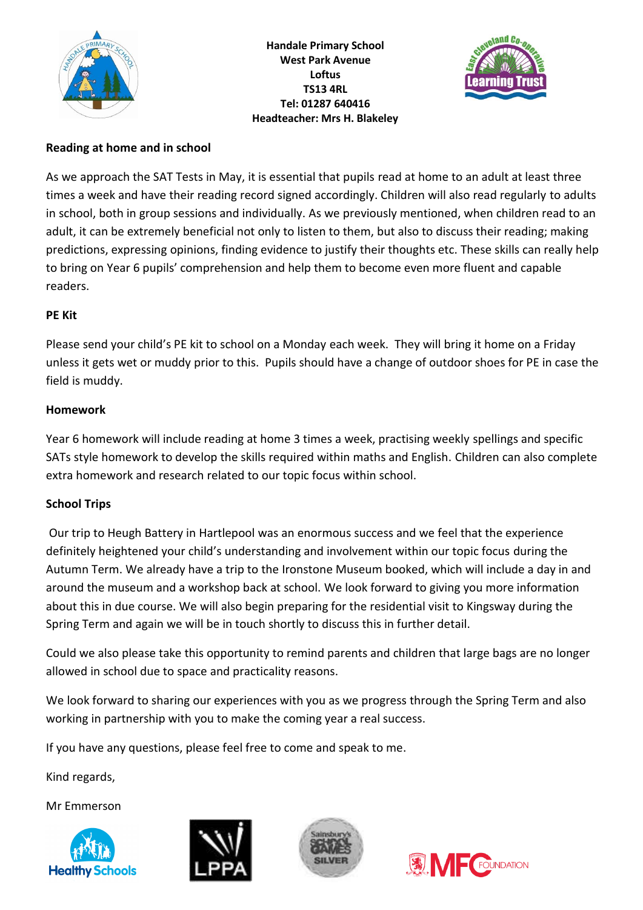Handale Primary School
West Park Avenue
Loftus
TS13 4RL
Tel: 01287 640416
Headteacher: Mrs H. Blakeley

**Reading at home and in school**

As we approach the SAT Tests in May, it is essential that pupils read at home to an adult at least three times a week and have their reading record signed accordingly. Children will also read regularly to adults in school, both in group sessions and individually. As we previously mentioned, when children read to an adult, it can be extremely beneficial not only to listen to them, but also to discuss their reading; making predictions, expressing opinions, finding evidence to justify their thoughts etc. These skills can really help to bring on Year 6 pupils' comprehension and help them to become even more fluent and capable readers.

**PE Kit**

Please send your child's PE kit to school on a Monday each week. They will bring it home on a Friday unless it gets wet or muddy prior to this. Pupils should have a change of outdoor shoes for PE in case the field is muddy.

**Homework**

Year 6 homework will include reading at home 3 times a week, practising weekly spellings and specific SATs style homework to develop the skills required within maths and English. Children can also complete extra homework and research related to our topic focus within school.

**School Trips**

Our trip to Heugh Battery in Hartlepool was an enormous success and we feel that the experience definitely heightened your child's understanding and involvement within our topic focus during the Autumn Term. We already have a trip to the Ironstone Museum booked, which will include a day in and around the museum and a workshop back at school. We look forward to giving you more information about this in due course. We will also begin preparing for the residential visit to Kingsway during the Spring Term and again we will be in touch shortly to discuss this in further detail.

Could we also please take this opportunity to remind parents and children that large bags are no longer allowed in school due to space and practicality reasons.

We look forward to sharing our experiences with you as we progress through the Spring Term and also working in partnership with you to make the coming year a real success.

If you have any questions, please feel free to come and speak to me.

Kind regards,

Mr Emmerson